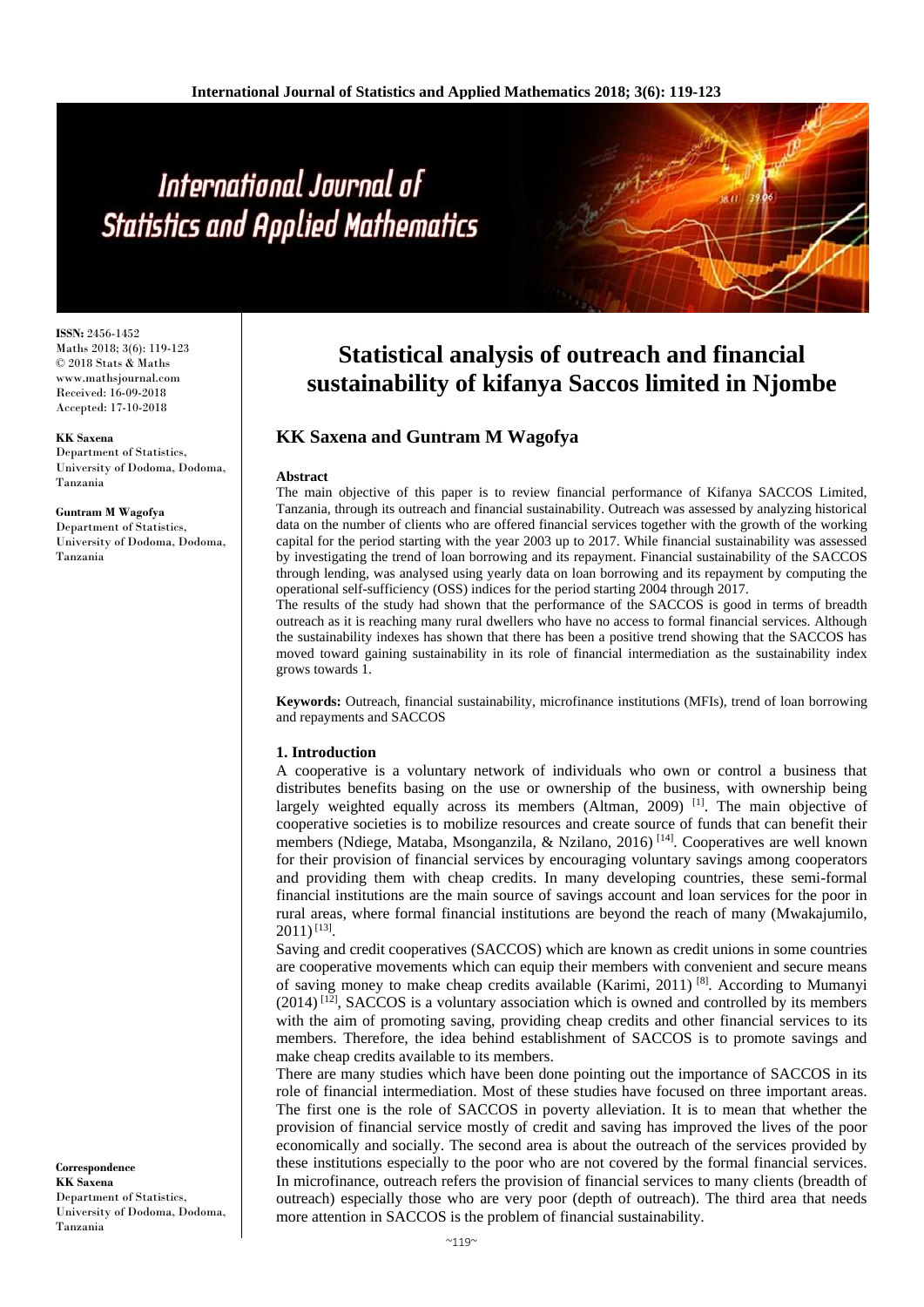# Statistical analysis of outreach and financial sustainability of kifanya Saccos limited in Njombe

## KK Saxena and Guntram M Wagofya

ISSN: 2456-1452
Maths 2018; 3(6): 119-123
© 2018 Stats & Maths
www.mathsjournal.com
Received: 16-09-2018
Accepted: 17-10-2018

**KK Saxena**
Department of Statistics, University of Dodoma, Dodoma, Tanzania

**Guntram M Wagofya**
Department of Statistics, University of Dodoma, Dodoma, Tanzania

**Correspondence**
**KK Saxena**
Department of Statistics, University of Dodoma, Dodoma, Tanzania

### Abstract

The main objective of this paper is to review financial performance of Kifanya SACCOS Limited, Tanzania, through its outreach and financial sustainability. Outreach was assessed by analyzing historical data on the number of clients who are offered financial services together with the growth of the working capital for the period starting with the year 2003 up to 2017. While financial sustainability was assessed by investigating the trend of loan borrowing and its repayment. Financial sustainability of the SACCOS through lending, was analysed using yearly data on loan borrowing and its repayment by computing the operational self-sufficiency (OSS) indices for the period starting 2004 through 2017.

The results of the study had shown that the performance of the SACCOS is good in terms of breadth outreach as it is reaching many rural dwellers who have no access to formal financial services. Although the sustainability indexes has shown that there has been a positive trend showing that the SACCOS has moved toward gaining sustainability in its role of financial intermediation as the sustainability index grows towards 1.

**Keywords:** Outreach, financial sustainability, microfinance institutions (MFIs), trend of loan borrowing and repayments and SACCOS

### 1. Introduction

A cooperative is a voluntary network of individuals who own or control a business that distributes benefits basing on the use or ownership of the business, with ownership being largely weighted equally across its members (Altman, 2009) [1]. The main objective of cooperative societies is to mobilize resources and create source of funds that can benefit their members (Ndiege, Mataba, Msonganzila, & Nzilano, 2016) [14]. Cooperatives are well known for their provision of financial services by encouraging voluntary savings among cooperators and providing them with cheap credits. In many developing countries, these semi-formal financial institutions are the main source of savings account and loan services for the poor in rural areas, where formal financial institutions are beyond the reach of many (Mwakajumilo, 2011) [13].

Saving and credit cooperatives (SACCOS) which are known as credit unions in some countries are cooperative movements which can equip their members with convenient and secure means of saving money to make cheap credits available (Karimi, 2011) [8]. According to Mumanyi (2014) [12], SACCOS is a voluntary association which is owned and controlled by its members with the aim of promoting saving, providing cheap credits and other financial services to its members. Therefore, the idea behind establishment of SACCOS is to promote savings and make cheap credits available to its members.

There are many studies which have been done pointing out the importance of SACCOS in its role of financial intermediation. Most of these studies have focused on three important areas. The first one is the role of SACCOS in poverty alleviation. It is to mean that whether the provision of financial service mostly of credit and saving has improved the lives of the poor economically and socially. The second area is about the outreach of the services provided by these institutions especially to the poor who are not covered by the formal financial services. In microfinance, outreach refers the provision of financial services to many clients (breadth of outreach) especially those who are very poor (depth of outreach). The third area that needs more attention in SACCOS is the problem of financial sustainability.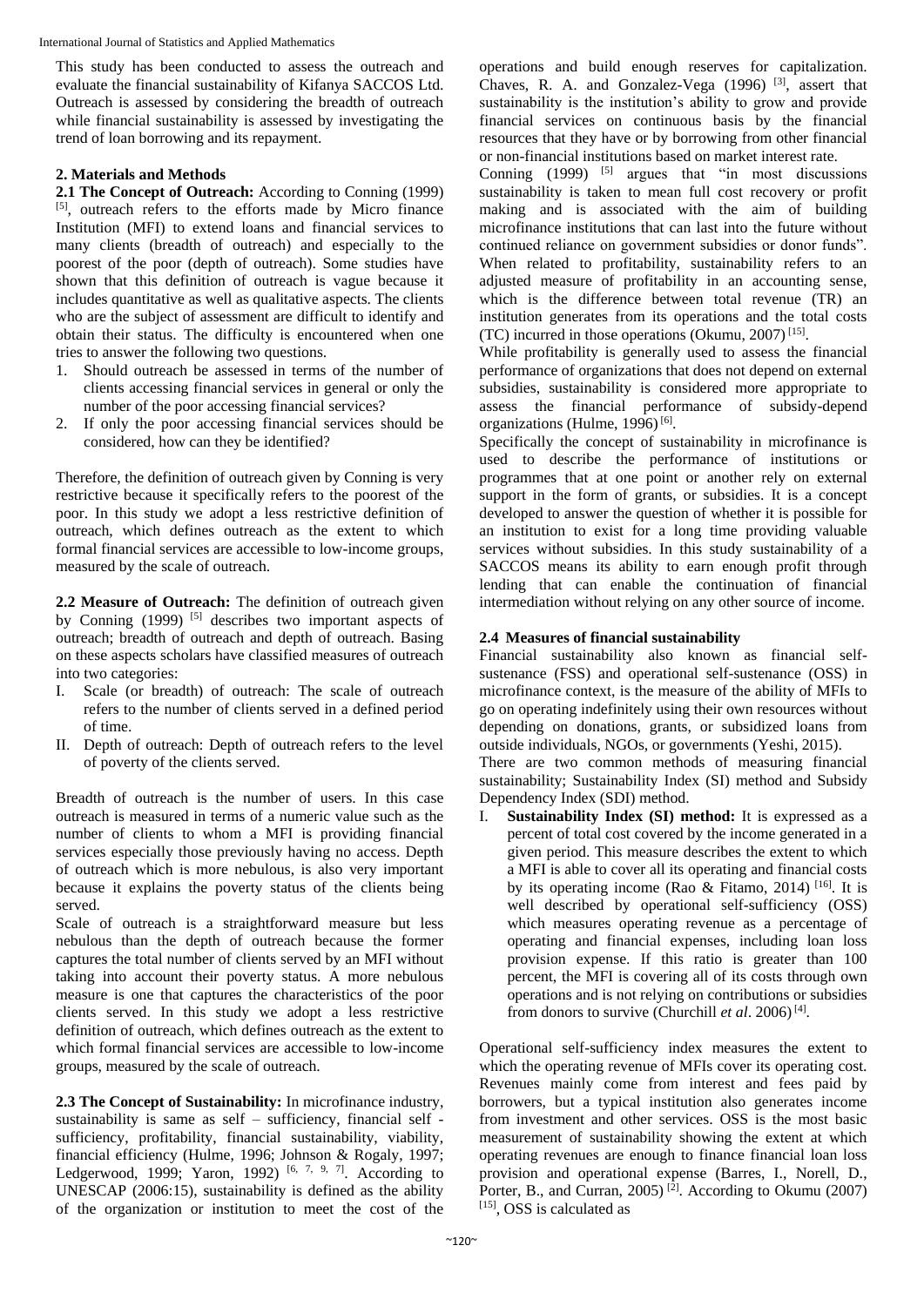This study has been conducted to assess the outreach and evaluate the financial sustainability of Kifanya SACCOS Ltd. Outreach is assessed by considering the breadth of outreach while financial sustainability is assessed by investigating the trend of loan borrowing and its repayment.

## 2. Materials and Methods

**2.1 The Concept of Outreach:** According to Conning (1999) [5], outreach refers to the efforts made by Micro finance Institution (MFI) to extend loans and financial services to many clients (breadth of outreach) and especially to the poorest of the poor (depth of outreach). Some studies have shown that this definition of outreach is vague because it includes quantitative as well as qualitative aspects. The clients who are the subject of assessment are difficult to identify and obtain their status. The difficulty is encountered when one tries to answer the following two questions.

1. Should outreach be assessed in terms of the number of clients accessing financial services in general or only the number of the poor accessing financial services?
2. If only the poor accessing financial services should be considered, how can they be identified?

Therefore, the definition of outreach given by Conning is very restrictive because it specifically refers to the poorest of the poor. In this study we adopt a less restrictive definition of outreach, which defines outreach as the extent to which formal financial services are accessible to low-income groups, measured by the scale of outreach.

**2.2 Measure of Outreach:** The definition of outreach given by Conning (1999) [5] describes two important aspects of outreach; breadth of outreach and depth of outreach. Basing on these aspects scholars have classified measures of outreach into two categories:

I. Scale (or breadth) of outreach: The scale of outreach refers to the number of clients served in a defined period of time.
II. Depth of outreach: Depth of outreach refers to the level of poverty of the clients served.

Breadth of outreach is the number of users. In this case outreach is measured in terms of a numeric value such as the number of clients to whom a MFI is providing financial services especially those previously having no access. Depth of outreach which is more nebulous, is also very important because it explains the poverty status of the clients being served.

Scale of outreach is a straightforward measure but less nebulous than the depth of outreach because the former captures the total number of clients served by an MFI without taking into account their poverty status. A more nebulous measure is one that captures the characteristics of the poor clients served. In this study we adopt a less restrictive definition of outreach, which defines outreach as the extent to which formal financial services are accessible to low-income groups, measured by the scale of outreach.

**2.3 The Concept of Sustainability:** In microfinance industry, sustainability is same as self – sufficiency, financial self - sufficiency, profitability, financial sustainability, viability, financial efficiency (Hulme, 1996; Johnson & Rogaly, 1997; Ledgerwood, 1999; Yaron, 1992) [6, 7, 9, 7]. According to UNESCAP (2006:15), sustainability is defined as the ability of the organization or institution to meet the cost of the operations and build enough reserves for capitalization. Chaves, R. A. and Gonzalez-Vega (1996) [3], assert that sustainability is the institution's ability to grow and provide financial services on continuous basis by the financial resources that they have or by borrowing from other financial or non-financial institutions based on market interest rate.

Conning (1999) [5] argues that "in most discussions sustainability is taken to mean full cost recovery or profit making and is associated with the aim of building microfinance institutions that can last into the future without continued reliance on government subsidies or donor funds". When related to profitability, sustainability refers to an adjusted measure of profitability in an accounting sense, which is the difference between total revenue (TR) an institution generates from its operations and the total costs (TC) incurred in those operations (Okumu, 2007) [15].

While profitability is generally used to assess the financial performance of organizations that does not depend on external subsidies, sustainability is considered more appropriate to assess the financial performance of subsidy-depend organizations (Hulme, 1996) [6].

Specifically the concept of sustainability in microfinance is used to describe the performance of institutions or programmes that at one point or another rely on external support in the form of grants, or subsidies. It is a concept developed to answer the question of whether it is possible for an institution to exist for a long time providing valuable services without subsidies. In this study sustainability of a SACCOS means its ability to earn enough profit through lending that can enable the continuation of financial intermediation without relying on any other source of income.

**2.4 Measures of financial sustainability**

Financial sustainability also known as financial self-sustenance (FSS) and operational self-sustenance (OSS) in microfinance context, is the measure of the ability of MFIs to go on operating indefinitely using their own resources without depending on donations, grants, or subsidized loans from outside individuals, NGOs, or governments (Yeshi, 2015).

There are two common methods of measuring financial sustainability; Sustainability Index (SI) method and Subsidy Dependency Index (SDI) method.

I. **Sustainability Index (SI) method:** It is expressed as a percent of total cost covered by the income generated in a given period. This measure describes the extent to which a MFI is able to cover all its operating and financial costs by its operating income (Rao & Fitamo, 2014) [16]. It is well described by operational self-sufficiency (OSS) which measures operating revenue as a percentage of operating and financial expenses, including loan loss provision expense. If this ratio is greater than 100 percent, the MFI is covering all of its costs through own operations and is not relying on contributions or subsidies from donors to survive (Churchill *et al*. 2006) [4].

Operational self-sufficiency index measures the extent to which the operating revenue of MFIs cover its operating cost. Revenues mainly come from interest and fees paid by borrowers, but a typical institution also generates income from investment and other services. OSS is the most basic measurement of sustainability showing the extent at which operating revenues are enough to finance financial loan loss provision and operational expense (Barres, I., Norell, D., Porter, B., and Curran, 2005) [2]. According to Okumu (2007) [15], OSS is calculated as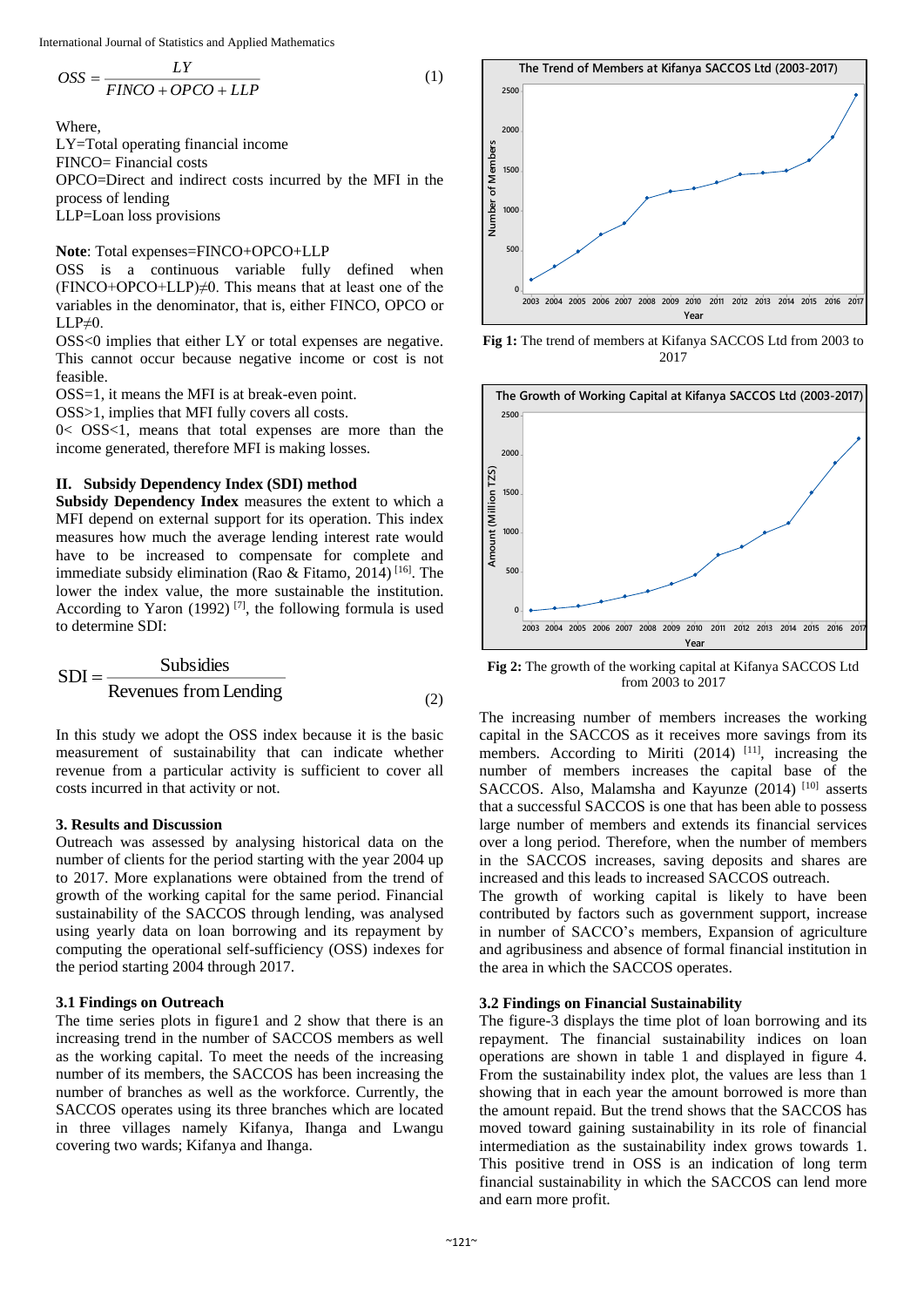$$OSS = \frac{LY}{FINCO + OPCO + LLP} \quad (1)$$

Where,
LY=Total operating financial income
FINCO= Financial costs
OPCO=Direct and indirect costs incurred by the MFI in the process of lending
LLP=Loan loss provisions

**Note**: Total expenses=FINCO+OPCO+LLP
OSS is a continuous variable fully defined when (FINCO+OPCO+LLP)≠0. This means that at least one of the variables in the denominator, that is, either FINCO, OPCO or LLP≠0.
OSS<0 implies that either LY or total expenses are negative. This cannot occur because negative income or cost is not feasible.
OSS=1, it means the MFI is at break-even point.
OSS>1, implies that MFI fully covers all costs.
0< OSS<1, means that total expenses are more than the income generated, therefore MFI is making losses.

### II. Subsidy Dependency Index (SDI) method

**Subsidy Dependency Index** measures the extent to which a MFI depend on external support for its operation. This index measures how much the average lending interest rate would have to be increased to compensate for complete and immediate subsidy elimination (Rao & Fitamo, 2014) [16]. The lower the index value, the more sustainable the institution. According to Yaron (1992) [7], the following formula is used to determine SDI:

$$\text{SDI} = \frac{\text{Subsidies}}{\text{Revenues from Lending}} \quad (2)$$

In this study we adopt the OSS index because it is the basic measurement of sustainability that can indicate whether revenue from a particular activity is sufficient to cover all costs incurred in that activity or not.

## 3. Results and Discussion

Outreach was assessed by analysing historical data on the number of clients for the period starting with the year 2004 up to 2017. More explanations were obtained from the trend of growth of the working capital for the same period. Financial sustainability of the SACCOS through lending, was analysed using yearly data on loan borrowing and its repayment by computing the operational self-sufficiency (OSS) indexes for the period starting 2004 through 2017.

### 3.1 Findings on Outreach

The time series plots in figure1 and 2 show that there is an increasing trend in the number of SACCOS members as well as the working capital. To meet the needs of the increasing number of its members, the SACCOS has been increasing the number of branches as well as the workforce. Currently, the SACCOS operates using its three branches which are located in three villages namely Kifanya, Ihanga and Lwangu covering two wards; Kifanya and Ihanga.

**Fig 1:** The trend of members at Kifanya SACCOS Ltd from 2003 to 2017

**Fig 2:** The growth of the working capital at Kifanya SACCOS Ltd from 2003 to 2017

The increasing number of members increases the working capital in the SACCOS as it receives more savings from its members. According to Miriti (2014) [11], increasing the number of members increases the capital base of the SACCOS. Also, Malamsha and Kayunze (2014) [10] asserts that a successful SACCOS is one that has been able to possess large number of members and extends its financial services over a long period. Therefore, when the number of members in the SACCOS increases, saving deposits and shares are increased and this leads to increased SACCOS outreach.
The growth of working capital is likely to have been contributed by factors such as government support, increase in number of SACCO's members, Expansion of agriculture and agribusiness and absence of formal financial institution in the area in which the SACCOS operates.

### 3.2 Findings on Financial Sustainability

The figure-3 displays the time plot of loan borrowing and its repayment. The financial sustainability indices on loan operations are shown in table 1 and displayed in figure 4. From the sustainability index plot, the values are less than 1 showing that in each year the amount borrowed is more than the amount repaid. But the trend shows that the SACCOS has moved toward gaining sustainability in its role of financial intermediation as the sustainability index grows towards 1. This positive trend in OSS is an indication of long term financial sustainability in which the SACCOS can lend more and earn more profit.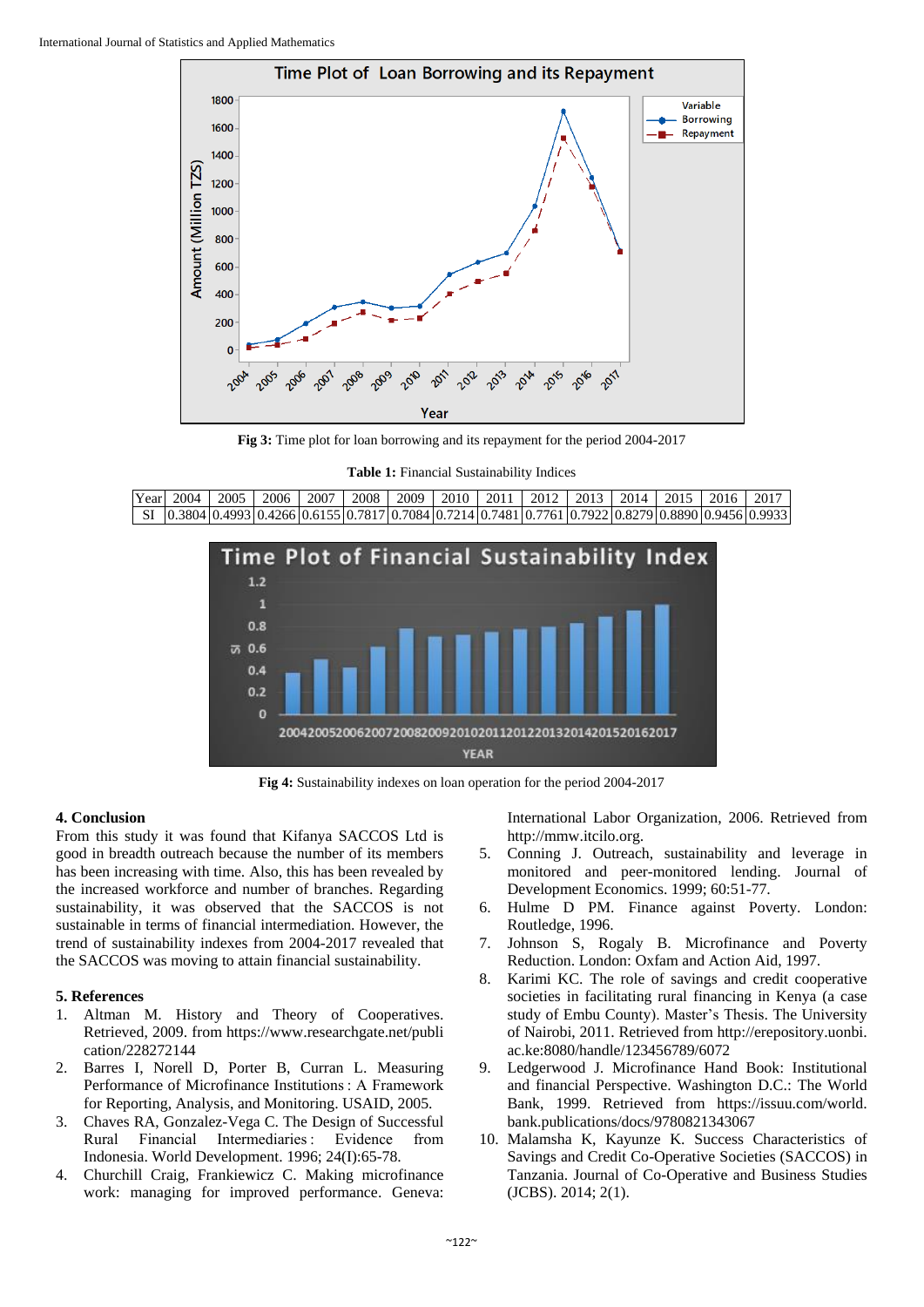Fig 3: Time plot for loan borrowing and its repayment for the period 2004-2017

**Table 1:** Financial Sustainability Indices

| Year | 2004 | 2005 | 2006 | 2007 | 2008 | 2009 | 2010 | 2011 | 2012 | 2013 | 2014 | 2015 | 2016 | 2017 |
|---|---|---|---|---|---|---|---|---|---|---|---|---|---|---|
| SI | 0.3804 | 0.4993 | 0.4266 | 0.6155 | 0.7817 | 0.7084 | 0.7214 | 0.7481 | 0.7761 | 0.7922 | 0.8279 | 0.8890 | 0.9456 | 0.9933 |

**Fig 4:** Sustainability indexes on loan operation for the period 2004-2017

## 4. Conclusion

From this study it was found that Kifanya SACCOS Ltd is good in breadth outreach because the number of its members has been increasing with time. Also, this has been revealed by the increased workforce and number of branches. Regarding sustainability, it was observed that the SACCOS is not sustainable in terms of financial intermediation. However, the trend of sustainability indexes from 2004-2017 revealed that the SACCOS was moving to attain financial sustainability.

## 5. References

1. Altman M. History and Theory of Cooperatives. Retrieved, 2009. from https://www.researchgate.net/publication/228272144
2. Barres I, Norell D, Porter B, Curran L. Measuring Performance of Microfinance Institutions : A Framework for Reporting, Analysis, and Monitoring. USAID, 2005.
3. Chaves RA, Gonzalez-Vega C. The Design of Successful Rural Financial Intermediaries : Evidence from Indonesia. World Development. 1996; 24(I):65-78.
4. Churchill Craig, Frankiewicz C. Making microfinance work: managing for improved performance. Geneva: International Labor Organization, 2006. Retrieved from http://mmw.itcilo.org.
5. Conning J. Outreach, sustainability and leverage in monitored and peer-monitored lending. Journal of Development Economics. 1999; 60:51-77.
6. Hulme D PM. Finance against Poverty. London: Routledge, 1996.
7. Johnson S, Rogaly B. Microfinance and Poverty Reduction. London: Oxfam and Action Aid, 1997.
8. Karimi KC. The role of savings and credit cooperative societies in facilitating rural financing in Kenya (a case study of Embu County). Master's Thesis. The University of Nairobi, 2011. Retrieved from http://erepository.uonbi.ac.ke:8080/handle/123456789/6072
9. Ledgerwood J. Microfinance Hand Book: Institutional and financial Perspective. Washington D.C.: The World Bank, 1999. Retrieved from https://issuu.com/world.bank.publications/docs/9780821343067
10. Malamsha K, Kayunze K. Success Characteristics of Savings and Credit Co-Operative Societies (SACCOS) in Tanzania. Journal of Co-Operative and Business Studies (JCBS). 2014; 2(1).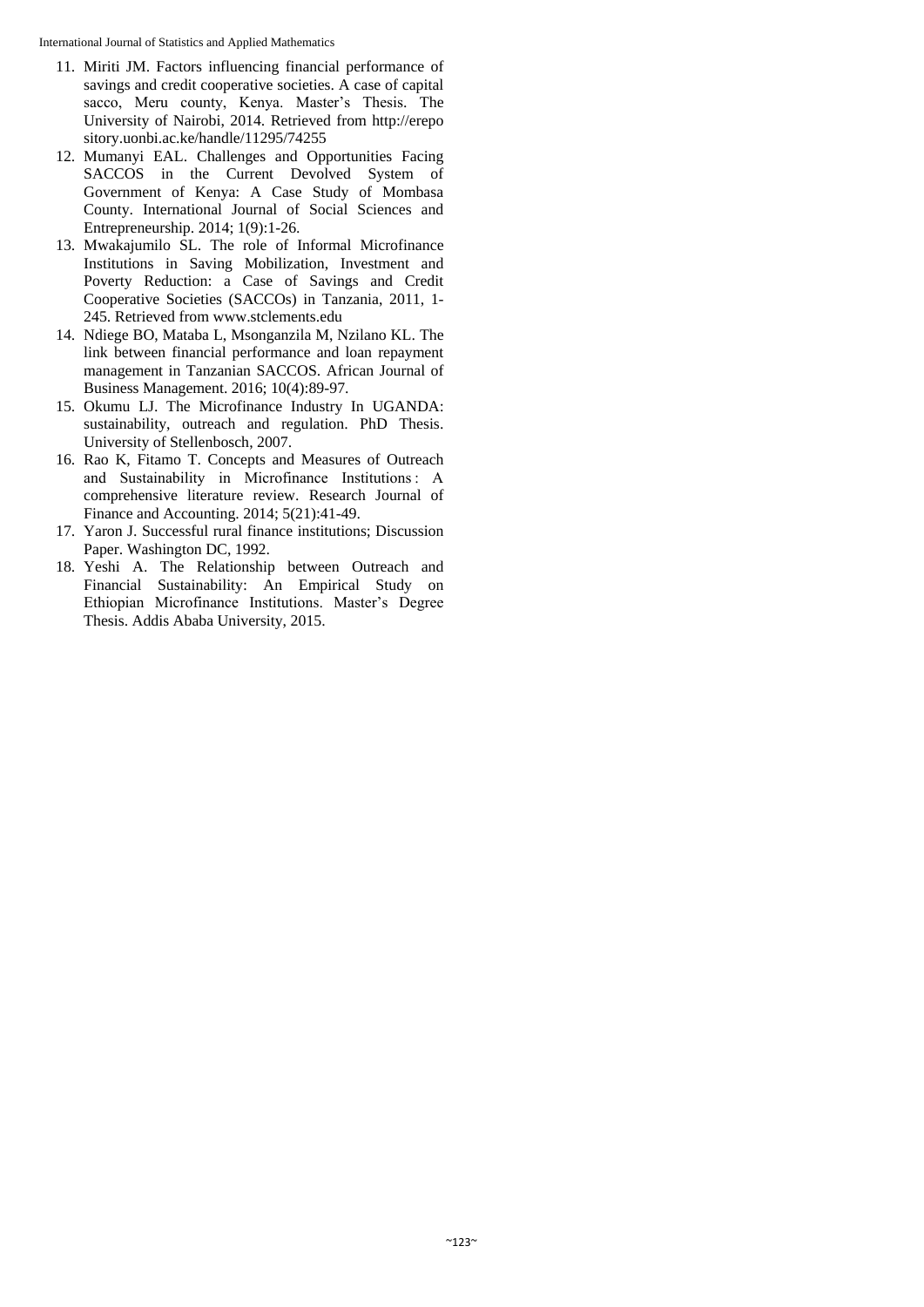11. Miriti JM. Factors influencing financial performance of savings and credit cooperative societies. A case of capital sacco, Meru county, Kenya. Master's Thesis. The University of Nairobi, 2014. Retrieved from http://erepository.uonbi.ac.ke/handle/11295/74255
12. Mumanyi EAL. Challenges and Opportunities Facing SACCOS in the Current Devolved System of Government of Kenya: A Case Study of Mombasa County. International Journal of Social Sciences and Entrepreneurship. 2014; 1(9):1-26.
13. Mwakajumilo SL. The role of Informal Microfinance Institutions in Saving Mobilization, Investment and Poverty Reduction: a Case of Savings and Credit Cooperative Societies (SACCOs) in Tanzania, 2011, 1-245. Retrieved from www.stclements.edu
14. Ndiege BO, Mataba L, Msonganzila M, Nzilano KL. The link between financial performance and loan repayment management in Tanzanian SACCOS. African Journal of Business Management. 2016; 10(4):89-97.
15. Okumu LJ. The Microfinance Industry In UGANDA: sustainability, outreach and regulation. PhD Thesis. University of Stellenbosch, 2007.
16. Rao K, Fitamo T. Concepts and Measures of Outreach and Sustainability in Microfinance Institutions : A comprehensive literature review. Research Journal of Finance and Accounting. 2014; 5(21):41-49.
17. Yaron J. Successful rural finance institutions; Discussion Paper. Washington DC, 1992.
18. Yeshi A. The Relationship between Outreach and Financial Sustainability: An Empirical Study on Ethiopian Microfinance Institutions. Master's Degree Thesis. Addis Ababa University, 2015.